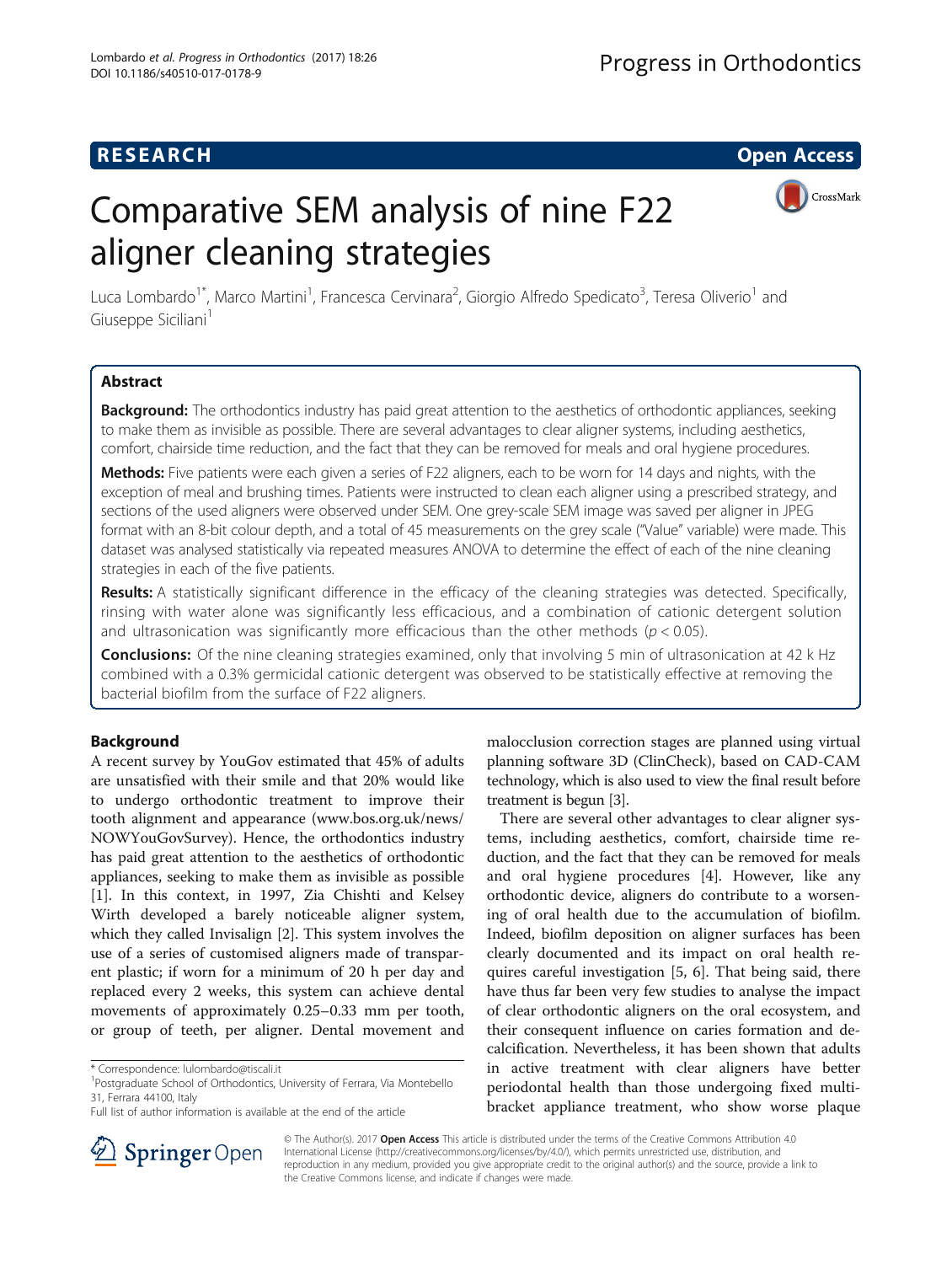RESEARCH Open Access

# Comparative SEM analysis of nine F22 aligner cleaning strategies

Luca Lombardo[1*], Marco Martini[1], Francesca Cervinara[2], Giorgio Alfredo Spedicato[3], Teresa Oliverio[1] and Giuseppe Siciliani[1]

## Abstract

**Background:** The orthodontics industry has paid great attention to the aesthetics of orthodontic appliances, seeking to make them as invisible as possible. There are several advantages to clear aligner systems, including aesthetics, comfort, chairside time reduction, and the fact that they can be removed for meals and oral hygiene procedures.

**Methods:** Five patients were each given a series of F22 aligners, each to be worn for 14 days and nights, with the exception of meal and brushing times. Patients were instructed to clean each aligner using a prescribed strategy, and sections of the used aligners were observed under SEM. One grey-scale SEM image was saved per aligner in JPEG format with an 8-bit colour depth, and a total of 45 measurements on the grey scale ("Value" variable) were made. This dataset was analysed statistically via repeated measures ANOVA to determine the effect of each of the nine cleaning strategies in each of the five patients.

**Results:** A statistically significant difference in the efficacy of the cleaning strategies was detected. Specifically, rinsing with water alone was significantly less efficacious, and a combination of cationic detergent solution and ultrasonication was significantly more efficacious than the other methods ($p < 0.05$).

**Conclusions:** Of the nine cleaning strategies examined, only that involving 5 min of ultrasonication at 42 k Hz combined with a 0.3% germicidal cationic detergent was observed to be statistically effective at removing the bacterial biofilm from the surface of F22 aligners.

## Background

A recent survey by YouGov estimated that 45% of adults are unsatisfied with their smile and that 20% would like to undergo orthodontic treatment to improve their tooth alignment and appearance (www.bos.org.uk/news/NOWYouGovSurvey). Hence, the orthodontics industry has paid great attention to the aesthetics of orthodontic appliances, seeking to make them as invisible as possible [1]. In this context, in 1997, Zia Chishti and Kelsey Wirth developed a barely noticeable aligner system, which they called Invisalign [2]. This system involves the use of a series of customised aligners made of transparent plastic; if worn for a minimum of 20 h per day and replaced every 2 weeks, this system can achieve dental movements of approximately 0.25–0.33 mm per tooth, or group of teeth, per aligner. Dental movement and malocclusion correction stages are planned using virtual planning software 3D (ClinCheck), based on CAD-CAM technology, which is also used to view the final result before treatment is begun [3].

There are several other advantages to clear aligner systems, including aesthetics, comfort, chairside time reduction, and the fact that they can be removed for meals and oral hygiene procedures [4]. However, like any orthodontic device, aligners do contribute to a worsening of oral health due to the accumulation of biofilm. Indeed, biofilm deposition on aligner surfaces has been clearly documented and its impact on oral health requires careful investigation [5, 6]. That being said, there have thus far been very few studies to analyse the impact of clear orthodontic aligners on the oral ecosystem, and their consequent influence on caries formation and decalcification. Nevertheless, it has been shown that adults in active treatment with clear aligners have better periodontal health than those undergoing fixed multibracket appliance treatment, who show worse plaque

\* Correspondence: lulombardo@tiscali.it
[1]Postgraduate School of Orthodontics, University of Ferrara, Via Montebello 31, Ferrara 44100, Italy
Full list of author information is available at the end of the article

© The Author(s). 2017 **Open Access** This article is distributed under the terms of the Creative Commons Attribution 4.0 International License (http://creativecommons.org/licenses/by/4.0/), which permits unrestricted use, distribution, and reproduction in any medium, provided you give appropriate credit to the original author(s) and the source, provide a link to the Creative Commons license, and indicate if changes were made.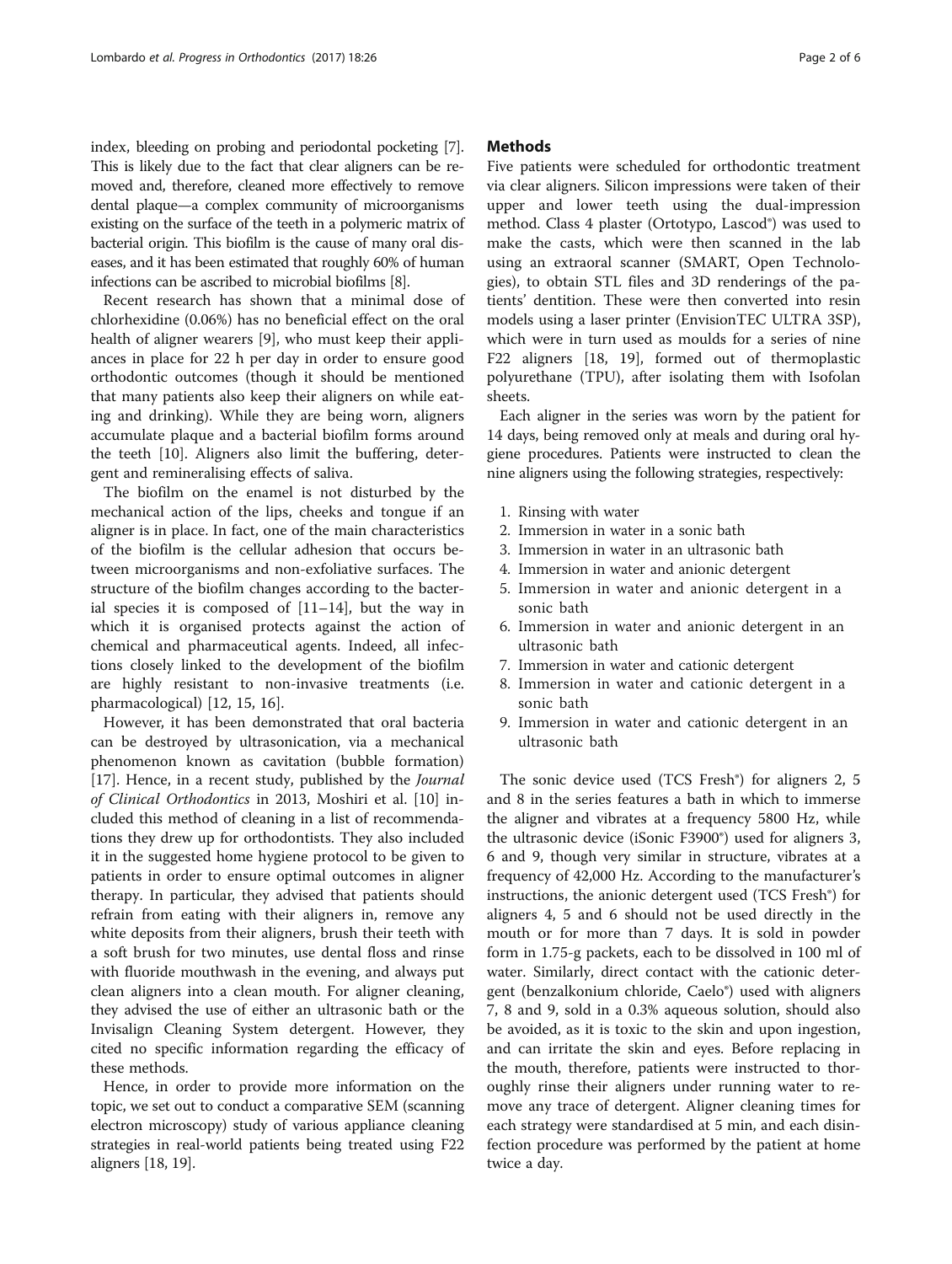index, bleeding on probing and periodontal pocketing [7]. This is likely due to the fact that clear aligners can be removed and, therefore, cleaned more effectively to remove dental plaque—a complex community of microorganisms existing on the surface of the teeth in a polymeric matrix of bacterial origin. This biofilm is the cause of many oral diseases, and it has been estimated that roughly 60% of human infections can be ascribed to microbial biofilms [8].

Recent research has shown that a minimal dose of chlorhexidine (0.06%) has no beneficial effect on the oral health of aligner wearers [9], who must keep their appliances in place for 22 h per day in order to ensure good orthodontic outcomes (though it should be mentioned that many patients also keep their aligners on while eating and drinking). While they are being worn, aligners accumulate plaque and a bacterial biofilm forms around the teeth [10]. Aligners also limit the buffering, detergent and remineralising effects of saliva.

The biofilm on the enamel is not disturbed by the mechanical action of the lips, cheeks and tongue if an aligner is in place. In fact, one of the main characteristics of the biofilm is the cellular adhesion that occurs between microorganisms and non-exfoliative surfaces. The structure of the biofilm changes according to the bacterial species it is composed of [11–14], but the way in which it is organised protects against the action of chemical and pharmaceutical agents. Indeed, all infections closely linked to the development of the biofilm are highly resistant to non-invasive treatments (i.e. pharmacological) [12, 15, 16].

However, it has been demonstrated that oral bacteria can be destroyed by ultrasonication, via a mechanical phenomenon known as cavitation (bubble formation) [17]. Hence, in a recent study, published by the *Journal of Clinical Orthodontics* in 2013, Moshiri et al. [10] included this method of cleaning in a list of recommendations they drew up for orthodontists. They also included it in the suggested home hygiene protocol to be given to patients in order to ensure optimal outcomes in aligner therapy. In particular, they advised that patients should refrain from eating with their aligners in, remove any white deposits from their aligners, brush their teeth with a soft brush for two minutes, use dental floss and rinse with fluoride mouthwash in the evening, and always put clean aligners into a clean mouth. For aligner cleaning, they advised the use of either an ultrasonic bath or the Invisalign Cleaning System detergent. However, they cited no specific information regarding the efficacy of these methods.

Hence, in order to provide more information on the topic, we set out to conduct a comparative SEM (scanning electron microscopy) study of various appliance cleaning strategies in real-world patients being treated using F22 aligners [18, 19].

## Methods

Five patients were scheduled for orthodontic treatment via clear aligners. Silicon impressions were taken of their upper and lower teeth using the dual-impression method. Class 4 plaster (Ortotypo, Lascod®) was used to make the casts, which were then scanned in the lab using an extraoral scanner (SMART, Open Technologies), to obtain STL files and 3D renderings of the patients' dentition. These were then converted into resin models using a laser printer (EnvisionTEC ULTRA 3SP), which were in turn used as moulds for a series of nine F22 aligners [18, 19], formed out of thermoplastic polyurethane (TPU), after isolating them with Isofolan sheets.

Each aligner in the series was worn by the patient for 14 days, being removed only at meals and during oral hygiene procedures. Patients were instructed to clean the nine aligners using the following strategies, respectively:

1. Rinsing with water
2. Immersion in water in a sonic bath
3. Immersion in water in an ultrasonic bath
4. Immersion in water and anionic detergent
5. Immersion in water and anionic detergent in a sonic bath
6. Immersion in water and anionic detergent in an ultrasonic bath
7. Immersion in water and cationic detergent
8. Immersion in water and cationic detergent in a sonic bath
9. Immersion in water and cationic detergent in an ultrasonic bath

The sonic device used (TCS Fresh®) for aligners 2, 5 and 8 in the series features a bath in which to immerse the aligner and vibrates at a frequency 5800 Hz, while the ultrasonic device (iSonic F3900®) used for aligners 3, 6 and 9, though very similar in structure, vibrates at a frequency of 42,000 Hz. According to the manufacturer's instructions, the anionic detergent used (TCS Fresh®) for aligners 4, 5 and 6 should not be used directly in the mouth or for more than 7 days. It is sold in powder form in 1.75-g packets, each to be dissolved in 100 ml of water. Similarly, direct contact with the cationic detergent (benzalkonium chloride, Caelo®) used with aligners 7, 8 and 9, sold in a 0.3% aqueous solution, should also be avoided, as it is toxic to the skin and upon ingestion, and can irritate the skin and eyes. Before replacing in the mouth, therefore, patients were instructed to thoroughly rinse their aligners under running water to remove any trace of detergent. Aligner cleaning times for each strategy were standardised at 5 min, and each disinfection procedure was performed by the patient at home twice a day.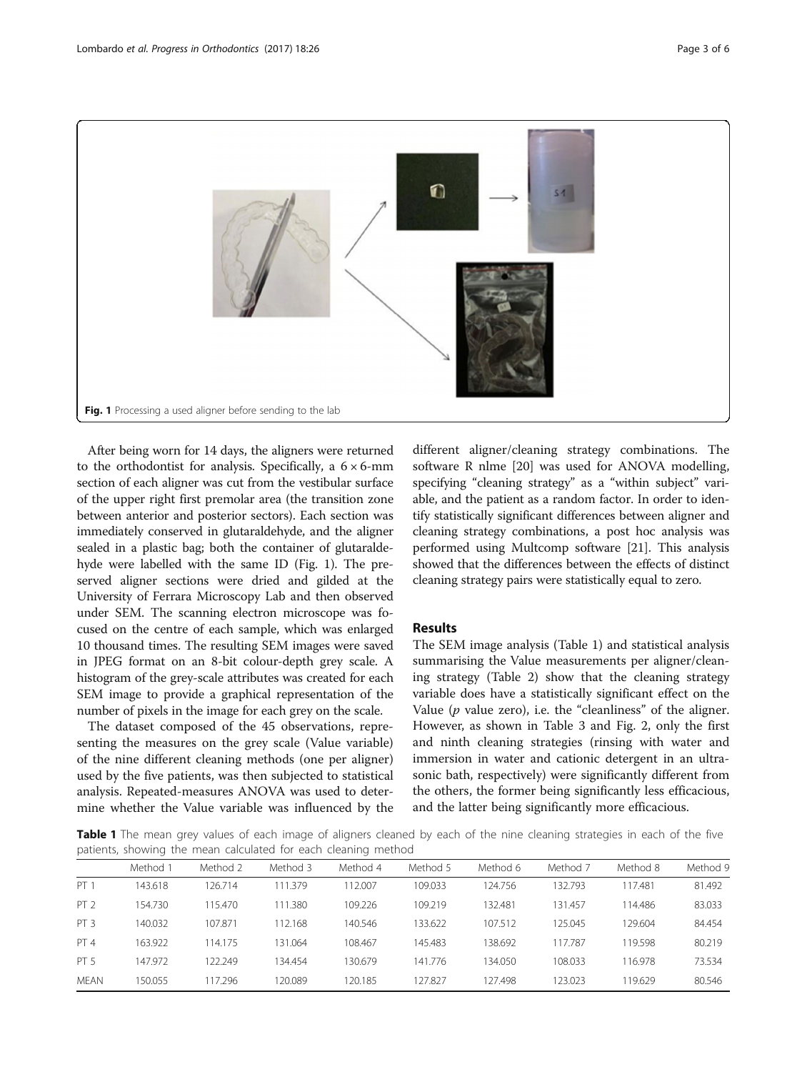Fig. 1 Processing a used aligner before sending to the lab

After being worn for 14 days, the aligners were returned to the orthodontist for analysis. Specifically, a 6 × 6-mm section of each aligner was cut from the vestibular surface of the upper right first premolar area (the transition zone between anterior and posterior sectors). Each section was immediately conserved in glutaraldehyde, and the aligner sealed in a plastic bag; both the container of glutaraldehyde were labelled with the same ID (Fig. 1). The preserved aligner sections were dried and gilded at the University of Ferrara Microscopy Lab and then observed under SEM. The scanning electron microscope was focused on the centre of each sample, which was enlarged 10 thousand times. The resulting SEM images were saved in JPEG format on an 8-bit colour-depth grey scale. A histogram of the grey-scale attributes was created for each SEM image to provide a graphical representation of the number of pixels in the image for each grey on the scale.

The dataset composed of the 45 observations, representing the measures on the grey scale (Value variable) of the nine different cleaning methods (one per aligner) used by the five patients, was then subjected to statistical analysis. Repeated-measures ANOVA was used to determine whether the Value variable was influenced by the different aligner/cleaning strategy combinations. The software R nlme [20] was used for ANOVA modelling, specifying "cleaning strategy" as a "within subject" variable, and the patient as a random factor. In order to identify statistically significant differences between aligner and cleaning strategy combinations, a post hoc analysis was performed using Multcomp software [21]. This analysis showed that the differences between the effects of distinct cleaning strategy pairs were statistically equal to zero.

## Results

The SEM image analysis (Table 1) and statistical analysis summarising the Value measurements per aligner/cleaning strategy (Table 2) show that the cleaning strategy variable does have a statistically significant effect on the Value ($p$ value zero), i.e. the "cleanliness" of the aligner. However, as shown in Table 3 and Fig. 2, only the first and ninth cleaning strategies (rinsing with water and immersion in water and cationic detergent in an ultrasonic bath, respectively) were significantly different from the others, the former being significantly less efficacious, and the latter being significantly more efficacious.

**Table 1** The mean grey values of each image of aligners cleaned by each of the nine cleaning strategies in each of the five patients, showing the mean calculated for each cleaning method

| | Method 1 | Method 2 | Method 3 | Method 4 | Method 5 | Method 6 | Method 7 | Method 8 | Method 9 |
|---|---|---|---|---|---|---|---|---|---|
| PT 1 | 143.618 | 126.714 | 111.379 | 112.007 | 109.033 | 124.756 | 132.793 | 117.481 | 81.492 |
| PT 2 | 154.730 | 115.470 | 111.380 | 109.226 | 109.219 | 132.481 | 131.457 | 114.486 | 83.033 |
| PT 3 | 140.032 | 107.871 | 112.168 | 140.546 | 133.622 | 107.512 | 125.045 | 129.604 | 84.454 |
| PT 4 | 163.922 | 114.175 | 131.064 | 108.467 | 145.483 | 138.692 | 117.787 | 119.598 | 80.219 |
| PT 5 | 147.972 | 122.249 | 134.454 | 130.679 | 141.776 | 134.050 | 108.033 | 116.978 | 73.534 |
| MEAN | 150.055 | 117.296 | 120.089 | 120.185 | 127.827 | 127.498 | 123.023 | 119.629 | 80.546 |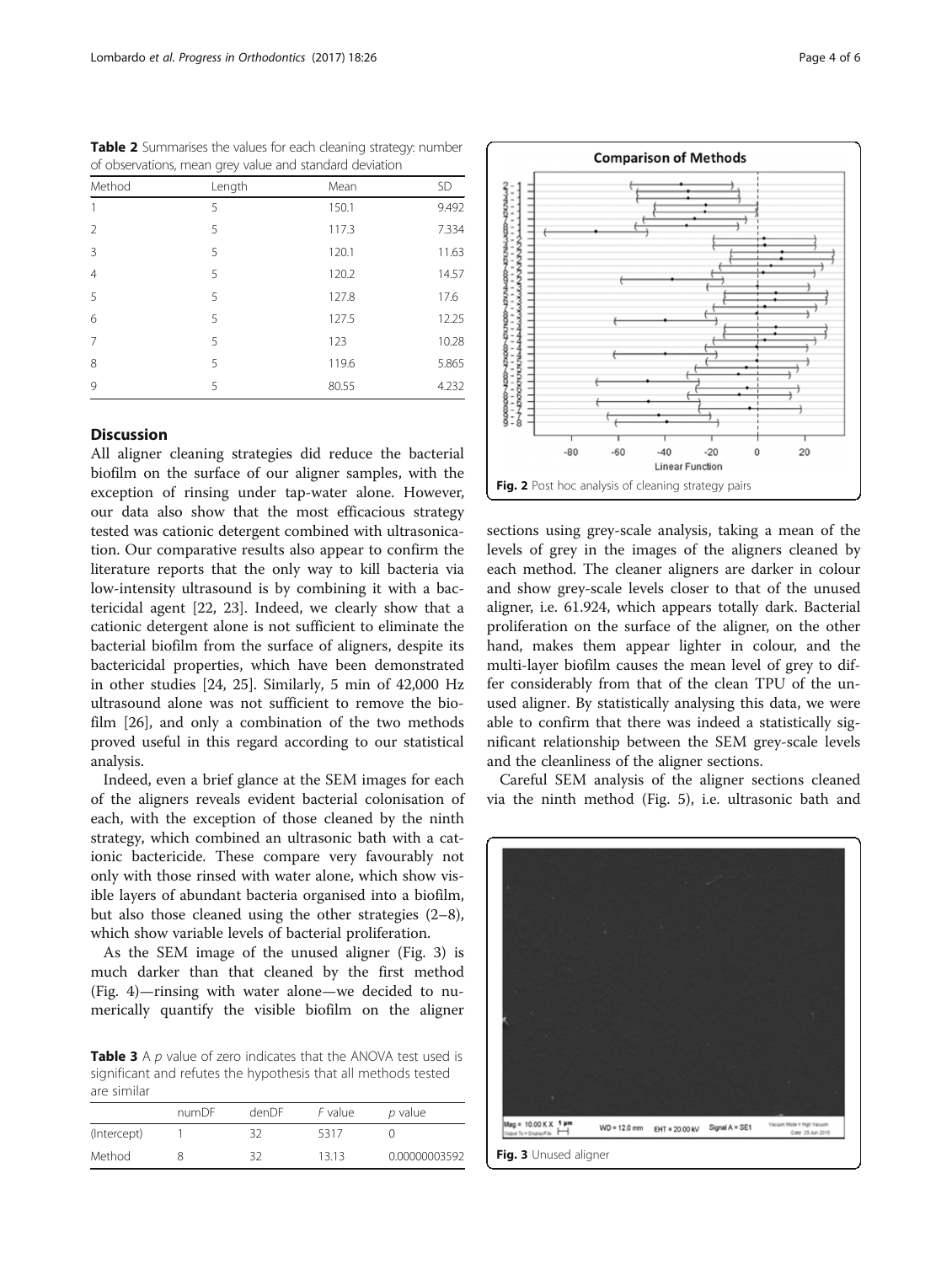**Table 2** Summarises the values for each cleaning strategy: number of observations, mean grey value and standard deviation

| Method | Length | Mean | SD |
|---|---|---|---|
| 1 | 5 | 150.1 | 9.492 |
| 2 | 5 | 117.3 | 7.334 |
| 3 | 5 | 120.1 | 11.63 |
| 4 | 5 | 120.2 | 14.57 |
| 5 | 5 | 127.8 | 17.6 |
| 6 | 5 | 127.5 | 12.25 |
| 7 | 5 | 123 | 10.28 |
| 8 | 5 | 119.6 | 5.865 |
| 9 | 5 | 80.55 | 4.232 |

## Discussion

All aligner cleaning strategies did reduce the bacterial biofilm on the surface of our aligner samples, with the exception of rinsing under tap-water alone. However, our data also show that the most efficacious strategy tested was cationic detergent combined with ultrasonication. Our comparative results also appear to confirm the literature reports that the only way to kill bacteria via low-intensity ultrasound is by combining it with a bactericidal agent [22, 23]. Indeed, we clearly show that a cationic detergent alone is not sufficient to eliminate the bacterial biofilm from the surface of aligners, despite its bactericidal properties, which have been demonstrated in other studies [24, 25]. Similarly, 5 min of 42,000 Hz ultrasound alone was not sufficient to remove the biofilm [26], and only a combination of the two methods proved useful in this regard according to our statistical analysis.

Indeed, even a brief glance at the SEM images for each of the aligners reveals evident bacterial colonisation of each, with the exception of those cleaned by the ninth strategy, which combined an ultrasonic bath with a cationic bactericide. These compare very favourably not only with those rinsed with water alone, which show visible layers of abundant bacteria organised into a biofilm, but also those cleaned using the other strategies (2–8), which show variable levels of bacterial proliferation.

As the SEM image of the unused aligner (Fig. 3) is much darker than that cleaned by the first method (Fig. 4)—rinsing with water alone—we decided to numerically quantify the visible biofilm on the aligner

**Table 3** A *p* value of zero indicates that the ANOVA test used is significant and refutes the hypothesis that all methods tested are similar

| | numDF | denDF | *F* value | *p* value |
|---|---|---|---|---|
| (Intercept) | 1 | 32 | 5317 | 0 |
| Method | 8 | 32 | 13.13 | 0.00000003592 |

**Fig. 2** Post hoc analysis of cleaning strategy pairs

sections using grey-scale analysis, taking a mean of the levels of grey in the images of the aligners cleaned by each method. The cleaner aligners are darker in colour and show grey-scale levels closer to that of the unused aligner, i.e. 61.924, which appears totally dark. Bacterial proliferation on the surface of the aligner, on the other hand, makes them appear lighter in colour, and the multi-layer biofilm causes the mean level of grey to differ considerably from that of the clean TPU of the unused aligner. By statistically analysing this data, we were able to confirm that there was indeed a statistically significant relationship between the SEM grey-scale levels and the cleanliness of the aligner sections.

Careful SEM analysis of the aligner sections cleaned via the ninth method (Fig. 5), i.e. ultrasonic bath and

**Fig. 3** Unused aligner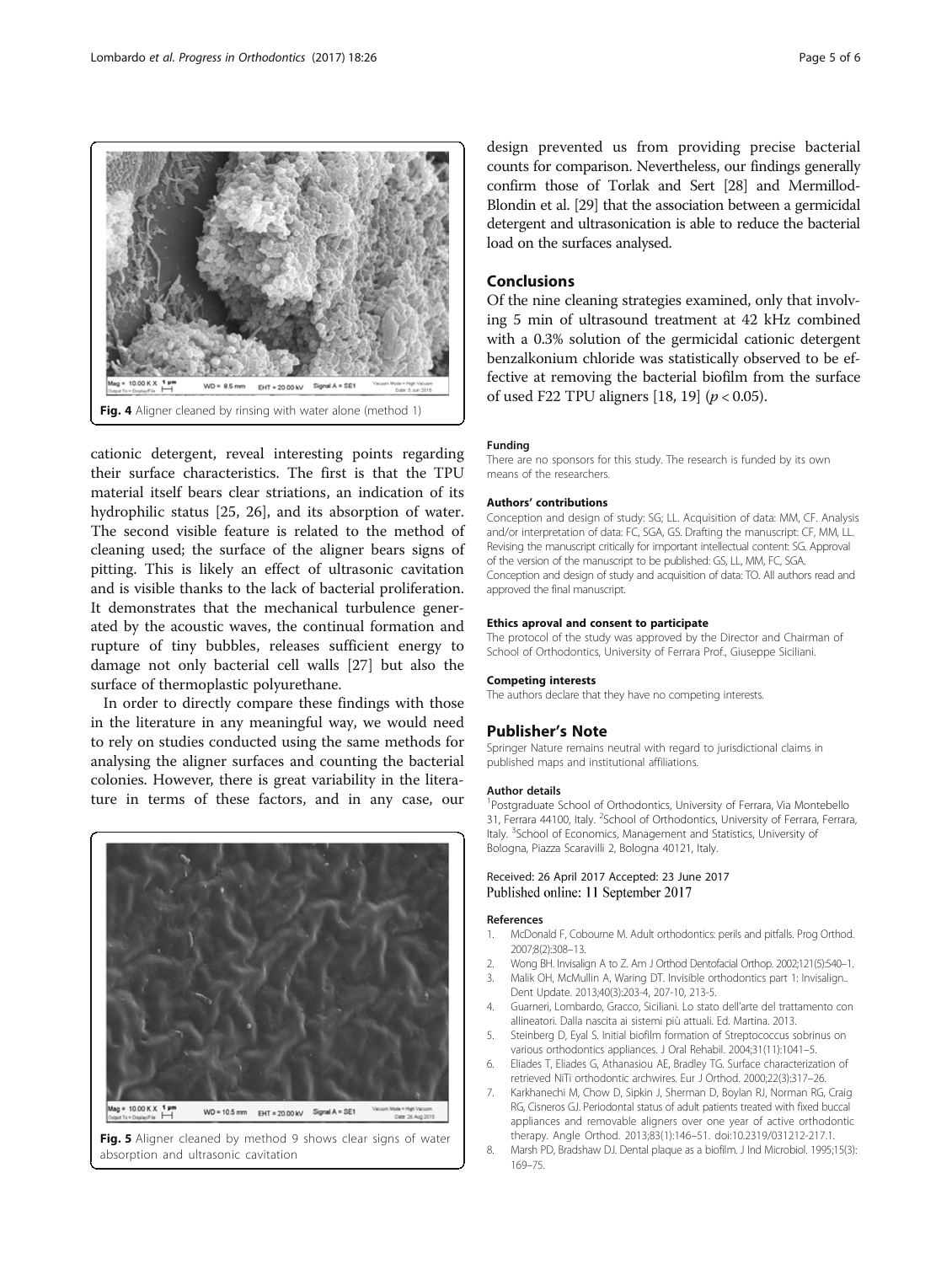Fig. 4 Aligner cleaned by rinsing with water alone (method 1)

cationic detergent, reveal interesting points regarding their surface characteristics. The first is that the TPU material itself bears clear striations, an indication of its hydrophilic status [25, 26], and its absorption of water. The second visible feature is related to the method of cleaning used; the surface of the aligner bears signs of pitting. This is likely an effect of ultrasonic cavitation and is visible thanks to the lack of bacterial proliferation. It demonstrates that the mechanical turbulence generated by the acoustic waves, the continual formation and rupture of tiny bubbles, releases sufficient energy to damage not only bacterial cell walls [27] but also the surface of thermoplastic polyurethane.

In order to directly compare these findings with those in the literature in any meaningful way, we would need to rely on studies conducted using the same methods for analysing the aligner surfaces and counting the bacterial colonies. However, there is great variability in the literature in terms of these factors, and in any case, our design prevented us from providing precise bacterial counts for comparison. Nevertheless, our findings generally confirm those of Torlak and Sert [28] and Mermillod-Blondin et al. [29] that the association between a germicidal detergent and ultrasonication is able to reduce the bacterial load on the surfaces analysed.

Fig. 5 Aligner cleaned by method 9 shows clear signs of water absorption and ultrasonic cavitation

## Conclusions

Of the nine cleaning strategies examined, only that involving 5 min of ultrasound treatment at 42 kHz combined with a 0.3% solution of the germicidal cationic detergent benzalkonium chloride was statistically observed to be effective at removing the bacterial biofilm from the surface of used F22 TPU aligners [18, 19] ($p < 0.05$).

#### Funding

There are no sponsors for this study. The research is funded by its own means of the researchers.

#### Authors' contributions

Conception and design of study: SG; LL. Acquisition of data: MM, CF. Analysis and/or interpretation of data: FC, SGA, GS. Drafting the manuscript: CF, MM, LL. Revising the manuscript critically for important intellectual content: SG. Approval of the version of the manuscript to be published: GS, LL, MM, FC, SGA. Conception and design of study and acquisition of data: TO. All authors read and approved the final manuscript.

#### Ethics aproval and consent to participate

The protocol of the study was approved by the Director and Chairman of School of Orthodontics, University of Ferrara Prof., Giuseppe Siciliani.

#### Competing interests

The authors declare that they have no competing interests.

## Publisher's Note

Springer Nature remains neutral with regard to jurisdictional claims in published maps and institutional affiliations.

#### Author details

[1]Postgraduate School of Orthodontics, University of Ferrara, Via Montebello 31, Ferrara 44100, Italy. [2]School of Orthodontics, University of Ferrara, Ferrara, Italy. [3]School of Economics, Management and Statistics, University of Bologna, Piazza Scaravilli 2, Bologna 40121, Italy.

Received: 26 April 2017 Accepted: 23 June 2017
Published online: 11 September 2017

#### References

1. McDonald F, Cobourne M. Adult orthodontics: perils and pitfalls. Prog Orthod. 2007;8(2):308–13.
2. Wong BH. Invisalign A to Z. Am J Orthod Dentofacial Orthop. 2002;121(5):540–1.
3. Malik OH, McMullin A, Waring DT. Invisible orthodontics part 1: Invisalign.. Dent Update. 2013;40(3):203-4, 207-10, 213-5.
4. Guarneri, Lombardo, Gracco, Siciliani. Lo stato dell'arte del trattamento con allineatori. Dalla nascita ai sistemi più attuali. Ed. Martina. 2013.
5. Steinberg D, Eyal S. Initial biofilm formation of Streptococcus sobrinus on various orthodontics appliances. J Oral Rehabil. 2004;31(11):1041–5.
6. Eliades T, Eliades G, Athanasiou AE, Bradley TG. Surface characterization of retrieved NiTi orthodontic archwires. Eur J Orthod. 2000;22(3):317–26.
7. Karkhanechi M, Chow D, Sipkin J, Sherman D, Boylan RJ, Norman RG, Craig RG, Cisneros GJ. Periodontal status of adult patients treated with fixed buccal appliances and removable aligners over one year of active orthodontic therapy. Angle Orthod. 2013;83(1):146–51. doi:10.2319/031212-217.1.
8. Marsh PD, Bradshaw DJ. Dental plaque as a biofilm. J Ind Microbiol. 1995;15(3): 169–75.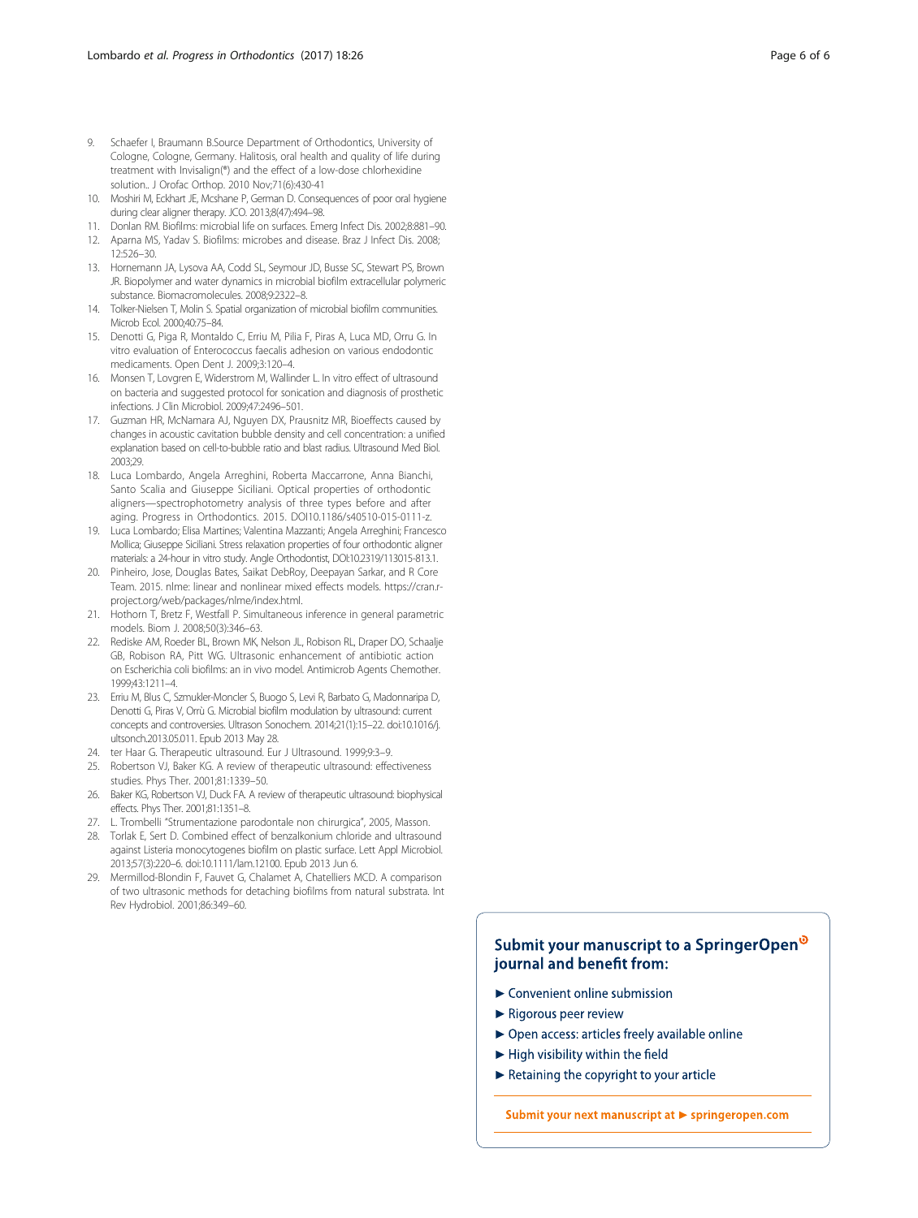9. Schaefer I, Braumann B.Source Department of Orthodontics, University of Cologne, Cologne, Germany. Halitosis, oral health and quality of life during treatment with Invisalign(®) and the effect of a low-dose chlorhexidine solution.. J Orofac Orthop. 2010 Nov;71(6):430-41
10. Moshiri M, Eckhart JE, Mcshane P, German D. Consequences of poor oral hygiene during clear aligner therapy. JCO. 2013;8(47):494–98.
11. Donlan RM. Biofilms: microbial life on surfaces. Emerg Infect Dis. 2002;8:881–90.
12. Aparna MS, Yadav S. Biofilms: microbes and disease. Braz J Infect Dis. 2008; 12:526–30.
13. Hornemann JA, Lysova AA, Codd SL, Seymour JD, Busse SC, Stewart PS, Brown JR. Biopolymer and water dynamics in microbial biofilm extracellular polymeric substance. Biomacromolecules. 2008;9:2322–8.
14. Tolker-Nielsen T, Molin S. Spatial organization of microbial biofilm communities. Microb Ecol. 2000;40:75–84.
15. Denotti G, Piga R, Montaldo C, Erriu M, Pilia F, Piras A, Luca MD, Orru G. In vitro evaluation of Enterococcus faecalis adhesion on various endodontic medicaments. Open Dent J. 2009;3:120–4.
16. Monsen T, Lovgren E, Widerstrom M, Wallinder L. In vitro effect of ultrasound on bacteria and suggested protocol for sonication and diagnosis of prosthetic infections. J Clin Microbiol. 2009;47:2496–501.
17. Guzman HR, McNamara AJ, Nguyen DX, Prausnitz MR, Bioeffects caused by changes in acoustic cavitation bubble density and cell concentration: a unified explanation based on cell-to-bubble ratio and blast radius. Ultrasound Med Biol. 2003;29.
18. Luca Lombardo, Angela Arreghini, Roberta Maccarrone, Anna Bianchi, Santo Scalia and Giuseppe Siciliani. Optical properties of orthodontic aligners—spectrophotometry analysis of three types before and after aging. Progress in Orthodontics. 2015. DOI10.1186/s40510-015-0111-z.
19. Luca Lombardo; Elisa Martines; Valentina Mazzanti; Angela Arreghini; Francesco Mollica; Giuseppe Siciliani. Stress relaxation properties of four orthodontic aligner materials: a 24-hour in vitro study. Angle Orthodontist, DOI:10.2319/113015-813.1.
20. Pinheiro, Jose, Douglas Bates, Saikat DebRoy, Deepayan Sarkar, and R Core Team. 2015. nlme: linear and nonlinear mixed effects models. https://cran.r-project.org/web/packages/nlme/index.html.
21. Hothorn T, Bretz F, Westfall P. Simultaneous inference in general parametric models. Biom J. 2008;50(3):346–63.
22. Rediske AM, Roeder BL, Brown MK, Nelson JL, Robison RL, Draper DO, Schaalje GB, Robison RA, Pitt WG. Ultrasonic enhancement of antibiotic action on Escherichia coli biofilms: an in vivo model. Antimicrob Agents Chemother. 1999;43:1211–4.
23. Erriu M, Blus C, Szmukler-Moncler S, Buogo S, Levi R, Barbato G, Madonnaripa D, Denotti G, Piras V, Orrù G. Microbial biofilm modulation by ultrasound: current concepts and controversies. Ultrason Sonochem. 2014;21(1):15–22. doi:10.1016/j.ultsonch.2013.05.011. Epub 2013 May 28.
24. ter Haar G. Therapeutic ultrasound. Eur J Ultrasound. 1999;9:3–9.
25. Robertson VJ, Baker KG. A review of therapeutic ultrasound: effectiveness studies. Phys Ther. 2001;81:1339–50.
26. Baker KG, Robertson VJ, Duck FA. A review of therapeutic ultrasound: biophysical effects. Phys Ther. 2001;81:1351–8.
27. L. Trombelli "Strumentazione parodontale non chirurgica", 2005, Masson.
28. Torlak E, Sert D. Combined effect of benzalkonium chloride and ultrasound against Listeria monocytogenes biofilm on plastic surface. Lett Appl Microbiol. 2013;57(3):220–6. doi:10.1111/lam.12100. Epub 2013 Jun 6.
29. Mermillod-Blondin F, Fauvet G, Chalamet A, Chatelliers MCD. A comparison of two ultrasonic methods for detaching biofilms from natural substrata. Int Rev Hydrobiol. 2001;86:349–60.

**Submit your manuscript to a SpringerOpen journal and benefit from:**

- ► Convenient online submission
- ► Rigorous peer review
- ► Open access: articles freely available online
- ► High visibility within the field
- ► Retaining the copyright to your article

**Submit your next manuscript at ► springeropen.com**